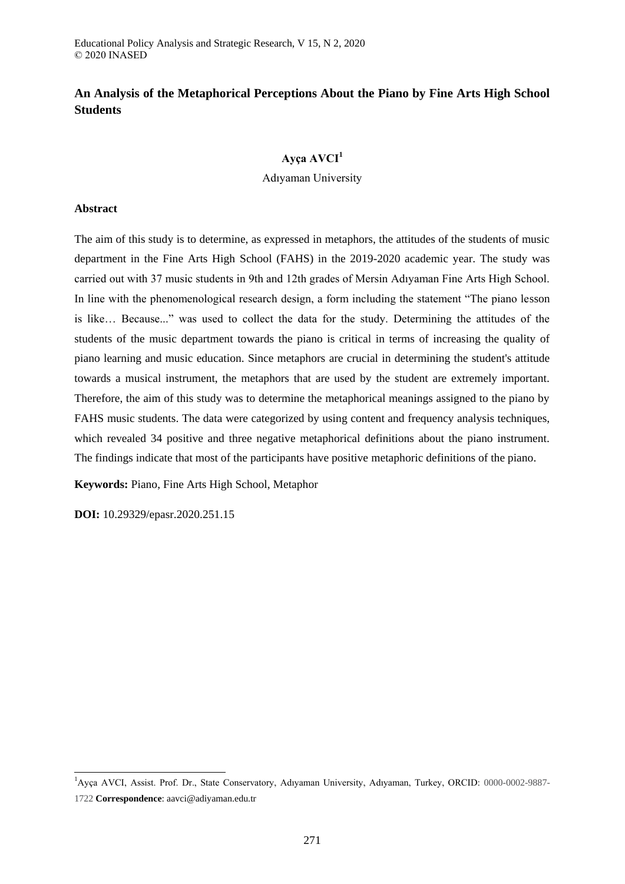# An Analysis of the Metaphorical Perceptions About the Piano by Fine Arts High School Students

**Ayça AVCI[1]**

Adıyaman University

## Abstract

The aim of this study is to determine, as expressed in metaphors, the attitudes of the students of music department in the Fine Arts High School (FAHS) in the 2019-2020 academic year. The study was carried out with 37 music students in 9th and 12th grades of Mersin Adıyaman Fine Arts High School. In line with the phenomenological research design, a form including the statement "The piano lesson is like… Because..." was used to collect the data for the study. Determining the attitudes of the students of the music department towards the piano is critical in terms of increasing the quality of piano learning and music education. Since metaphors are crucial in determining the student's attitude towards a musical instrument, the metaphors that are used by the student are extremely important. Therefore, the aim of this study was to determine the metaphorical meanings assigned to the piano by FAHS music students. The data were categorized by using content and frequency analysis techniques, which revealed 34 positive and three negative metaphorical definitions about the piano instrument. The findings indicate that most of the participants have positive metaphoric definitions of the piano.

**Keywords:** Piano, Fine Arts High School, Metaphor

**DOI:** 10.29329/epasr.2020.251.15

---

[1]Ayça AVCI, Assist. Prof. Dr., State Conservatory, Adıyaman University, Adıyaman, Turkey, ORCID: 0000-0002-9887-1722 **Correspondence**: aavci@adiyaman.edu.tr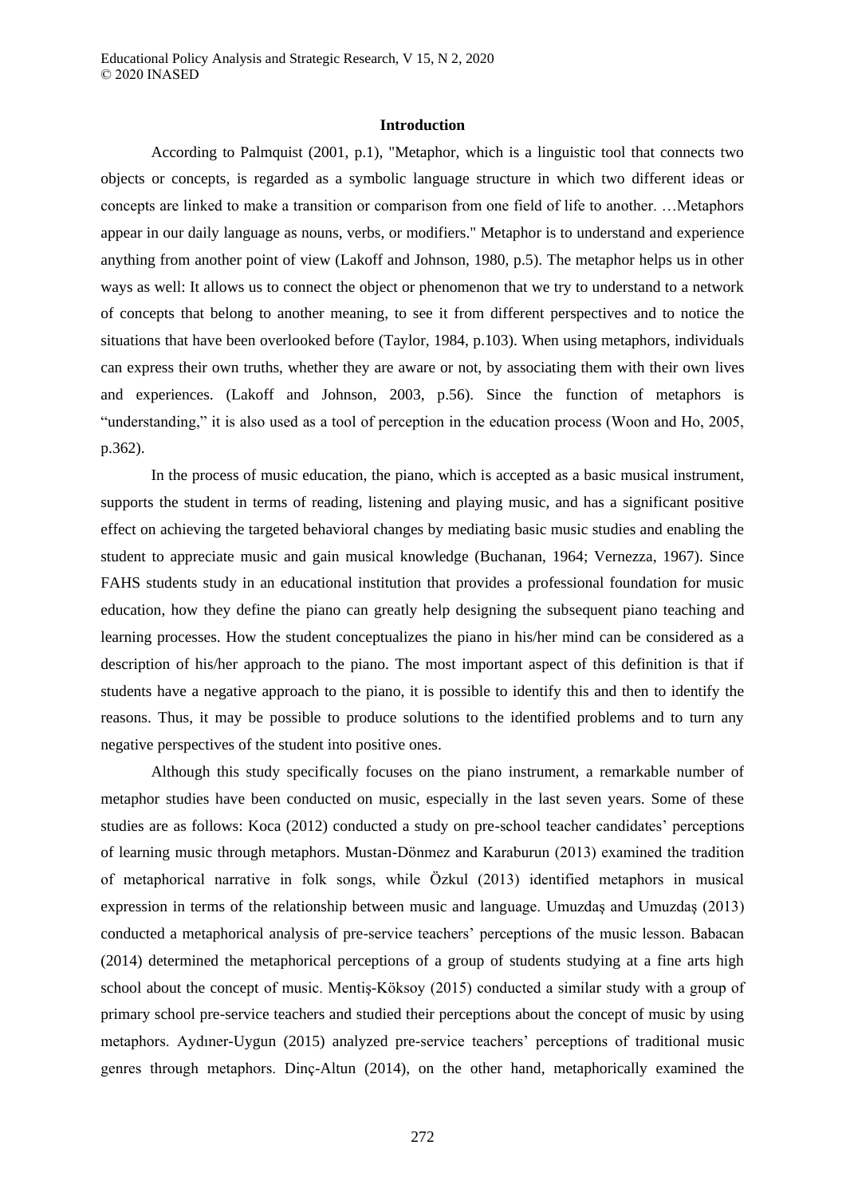## Introduction

According to Palmquist (2001, p.1), "Metaphor, which is a linguistic tool that connects two objects or concepts, is regarded as a symbolic language structure in which two different ideas or concepts are linked to make a transition or comparison from one field of life to another. …Metaphors appear in our daily language as nouns, verbs, or modifiers." Metaphor is to understand and experience anything from another point of view (Lakoff and Johnson, 1980, p.5). The metaphor helps us in other ways as well: It allows us to connect the object or phenomenon that we try to understand to a network of concepts that belong to another meaning, to see it from different perspectives and to notice the situations that have been overlooked before (Taylor, 1984, p.103). When using metaphors, individuals can express their own truths, whether they are aware or not, by associating them with their own lives and experiences. (Lakoff and Johnson, 2003, p.56). Since the function of metaphors is "understanding," it is also used as a tool of perception in the education process (Woon and Ho, 2005, p.362).

In the process of music education, the piano, which is accepted as a basic musical instrument, supports the student in terms of reading, listening and playing music, and has a significant positive effect on achieving the targeted behavioral changes by mediating basic music studies and enabling the student to appreciate music and gain musical knowledge (Buchanan, 1964; Vernezza, 1967). Since FAHS students study in an educational institution that provides a professional foundation for music education, how they define the piano can greatly help designing the subsequent piano teaching and learning processes. How the student conceptualizes the piano in his/her mind can be considered as a description of his/her approach to the piano. The most important aspect of this definition is that if students have a negative approach to the piano, it is possible to identify this and then to identify the reasons. Thus, it may be possible to produce solutions to the identified problems and to turn any negative perspectives of the student into positive ones.

Although this study specifically focuses on the piano instrument, a remarkable number of metaphor studies have been conducted on music, especially in the last seven years. Some of these studies are as follows: Koca (2012) conducted a study on pre-school teacher candidates' perceptions of learning music through metaphors. Mustan-Dönmez and Karaburun (2013) examined the tradition of metaphorical narrative in folk songs, while Özkul (2013) identified metaphors in musical expression in terms of the relationship between music and language. Umuzdaş and Umuzdaş (2013) conducted a metaphorical analysis of pre-service teachers' perceptions of the music lesson. Babacan (2014) determined the metaphorical perceptions of a group of students studying at a fine arts high school about the concept of music. Mentiş-Köksoy (2015) conducted a similar study with a group of primary school pre-service teachers and studied their perceptions about the concept of music by using metaphors. Aydıner-Uygun (2015) analyzed pre-service teachers' perceptions of traditional music genres through metaphors. Dinç-Altun (2014), on the other hand, metaphorically examined the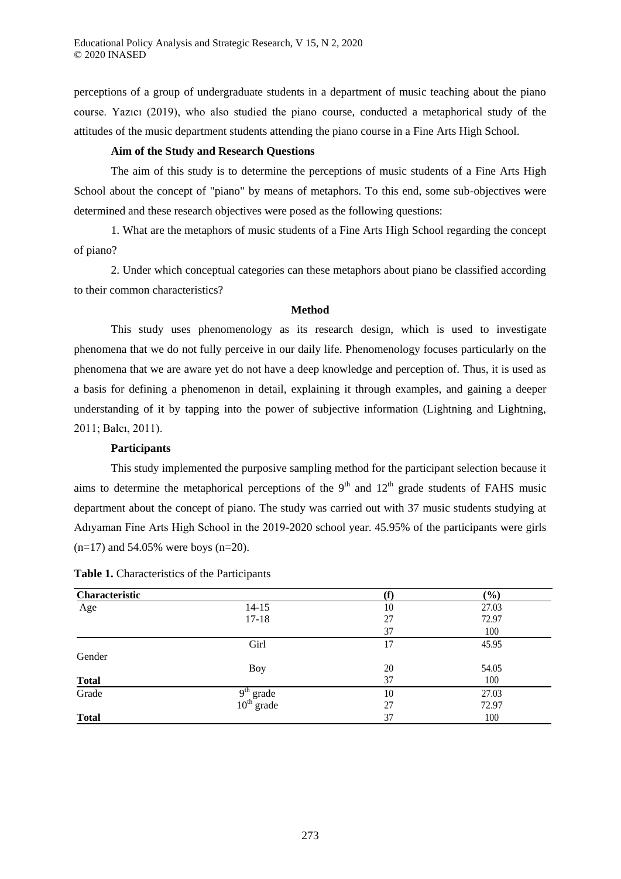perceptions of a group of undergraduate students in a department of music teaching about the piano course. Yazıcı (2019), who also studied the piano course, conducted a metaphorical study of the attitudes of the music department students attending the piano course in a Fine Arts High School.

### Aim of the Study and Research Questions

The aim of this study is to determine the perceptions of music students of a Fine Arts High School about the concept of "piano" by means of metaphors. To this end, some sub-objectives were determined and these research objectives were posed as the following questions:

1. What are the metaphors of music students of a Fine Arts High School regarding the concept of piano?

2. Under which conceptual categories can these metaphors about piano be classified according to their common characteristics?

## Method

This study uses phenomenology as its research design, which is used to investigate phenomena that we do not fully perceive in our daily life. Phenomenology focuses particularly on the phenomena that we are aware yet do not have a deep knowledge and perception of. Thus, it is used as a basis for defining a phenomenon in detail, explaining it through examples, and gaining a deeper understanding of it by tapping into the power of subjective information (Lightning and Lightning, 2011; Balcı, 2011).

### Participants

This study implemented the purposive sampling method for the participant selection because it aims to determine the metaphorical perceptions of the 9th and 12th grade students of FAHS music department about the concept of piano. The study was carried out with 37 music students studying at Adıyaman Fine Arts High School in the 2019-2020 school year. 45.95% of the participants were girls (n=17) and 54.05% were boys (n=20).

**Table 1.** Characteristics of the Participants

| Characteristic | | (f) | (%) |
|---|---|---|---|
| Age | 14-15 | 10 | 27.03 |
| | 17-18 | 27 | 72.97 |
| | | 37 | 100 |
| Gender | Girl | 17 | 45.95 |
| | Boy | 20 | 54.05 |
| **Total** | | 37 | 100 |
| Grade | 9th grade | 10 | 27.03 |
| | 10th grade | 27 | 72.97 |
| **Total** | | 37 | 100 |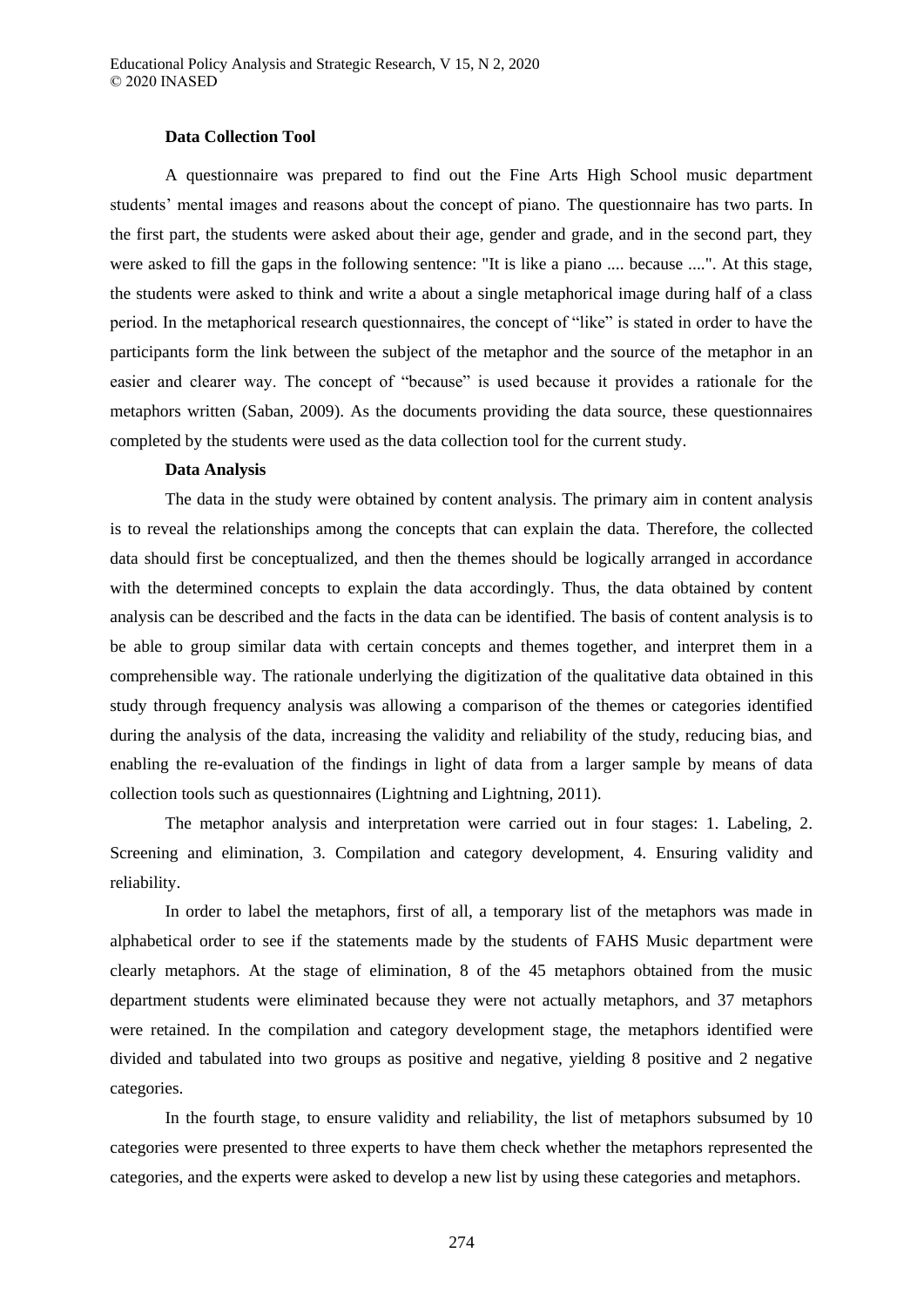**Data Collection Tool**

A questionnaire was prepared to find out the Fine Arts High School music department students' mental images and reasons about the concept of piano. The questionnaire has two parts. In the first part, the students were asked about their age, gender and grade, and in the second part, they were asked to fill the gaps in the following sentence: "It is like a piano .... because ....". At this stage, the students were asked to think and write a about a single metaphorical image during half of a class period. In the metaphorical research questionnaires, the concept of "like" is stated in order to have the participants form the link between the subject of the metaphor and the source of the metaphor in an easier and clearer way. The concept of "because" is used because it provides a rationale for the metaphors written (Saban, 2009). As the documents providing the data source, these questionnaires completed by the students were used as the data collection tool for the current study.

**Data Analysis**

The data in the study were obtained by content analysis. The primary aim in content analysis is to reveal the relationships among the concepts that can explain the data. Therefore, the collected data should first be conceptualized, and then the themes should be logically arranged in accordance with the determined concepts to explain the data accordingly. Thus, the data obtained by content analysis can be described and the facts in the data can be identified. The basis of content analysis is to be able to group similar data with certain concepts and themes together, and interpret them in a comprehensible way. The rationale underlying the digitization of the qualitative data obtained in this study through frequency analysis was allowing a comparison of the themes or categories identified during the analysis of the data, increasing the validity and reliability of the study, reducing bias, and enabling the re-evaluation of the findings in light of data from a larger sample by means of data collection tools such as questionnaires (Lightning and Lightning, 2011).

The metaphor analysis and interpretation were carried out in four stages: 1. Labeling, 2. Screening and elimination, 3. Compilation and category development, 4. Ensuring validity and reliability.

In order to label the metaphors, first of all, a temporary list of the metaphors was made in alphabetical order to see if the statements made by the students of FAHS Music department were clearly metaphors. At the stage of elimination, 8 of the 45 metaphors obtained from the music department students were eliminated because they were not actually metaphors, and 37 metaphors were retained. In the compilation and category development stage, the metaphors identified were divided and tabulated into two groups as positive and negative, yielding 8 positive and 2 negative categories.

In the fourth stage, to ensure validity and reliability, the list of metaphors subsumed by 10 categories were presented to three experts to have them check whether the metaphors represented the categories, and the experts were asked to develop a new list by using these categories and metaphors.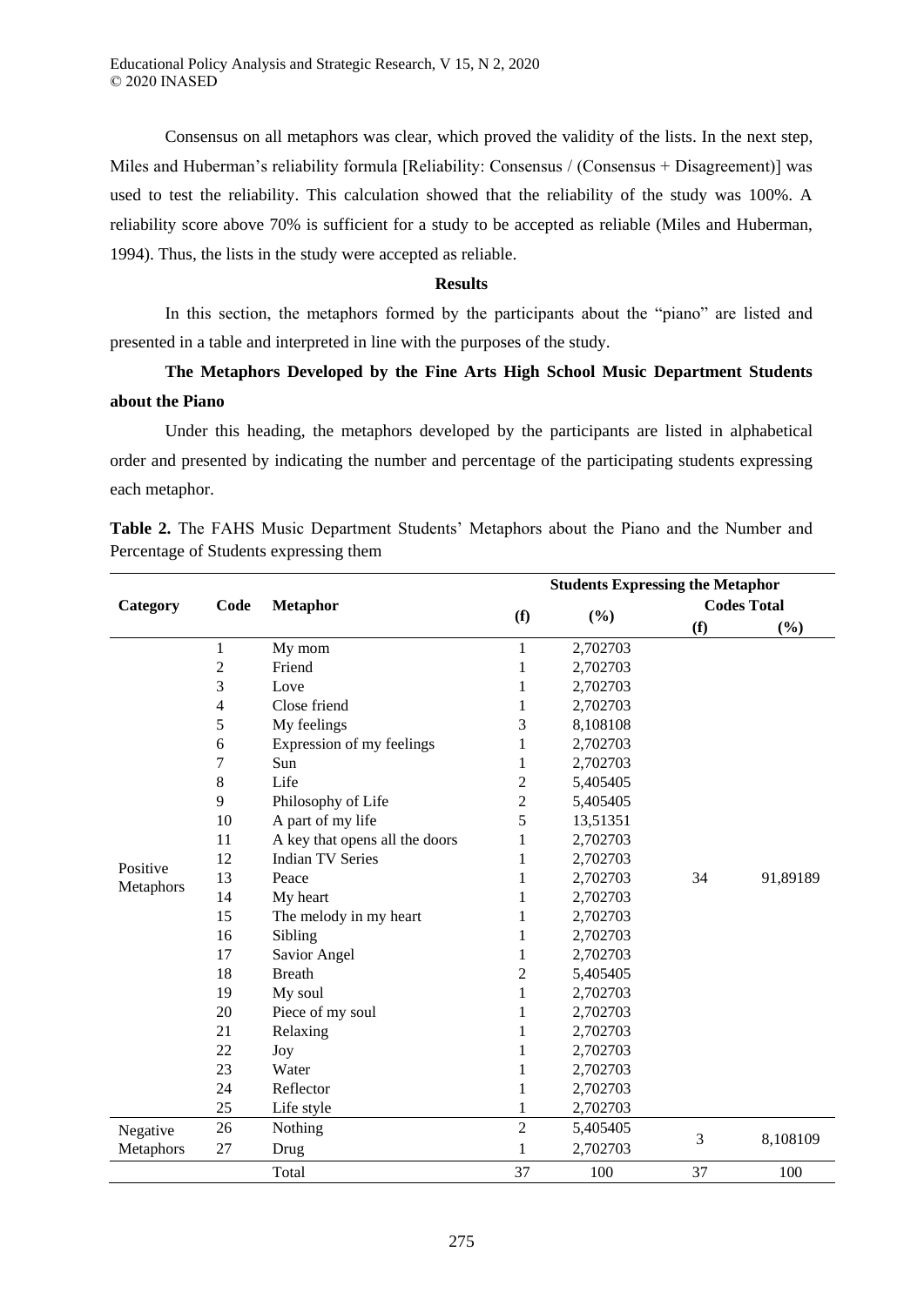Consensus on all metaphors was clear, which proved the validity of the lists. In the next step, Miles and Huberman's reliability formula [Reliability: Consensus / (Consensus + Disagreement)] was used to test the reliability. This calculation showed that the reliability of the study was 100%. A reliability score above 70% is sufficient for a study to be accepted as reliable (Miles and Huberman, 1994). Thus, the lists in the study were accepted as reliable.

## Results

In this section, the metaphors formed by the participants about the "piano" are listed and presented in a table and interpreted in line with the purposes of the study.

### The Metaphors Developed by the Fine Arts High School Music Department Students about the Piano

Under this heading, the metaphors developed by the participants are listed in alphabetical order and presented by indicating the number and percentage of the participating students expressing each metaphor.

**Table 2.** The FAHS Music Department Students' Metaphors about the Piano and the Number and Percentage of Students expressing them

| Category | Code | Metaphor | Students Expressing the Metaphor | | | |
|---|---|---|---|---|---|---|
| | | | (f) | (%) | Codes Total (f) | Codes Total (%) |
| Positive Metaphors | 1 | My mom | 1 | 2,702703 | 34 | 91,89189 |
| | 2 | Friend | 1 | 2,702703 | | |
| | 3 | Love | 1 | 2,702703 | | |
| | 4 | Close friend | 1 | 2,702703 | | |
| | 5 | My feelings | 3 | 8,108108 | | |
| | 6 | Expression of my feelings | 1 | 2,702703 | | |
| | 7 | Sun | 1 | 2,702703 | | |
| | 8 | Life | 2 | 5,405405 | | |
| | 9 | Philosophy of Life | 2 | 5,405405 | | |
| | 10 | A part of my life | 5 | 13,51351 | | |
| | 11 | A key that opens all the doors | 1 | 2,702703 | | |
| | 12 | Indian TV Series | 1 | 2,702703 | | |
| | 13 | Peace | 1 | 2,702703 | | |
| | 14 | My heart | 1 | 2,702703 | | |
| | 15 | The melody in my heart | 1 | 2,702703 | | |
| | 16 | Sibling | 1 | 2,702703 | | |
| | 17 | Savior Angel | 1 | 2,702703 | | |
| | 18 | Breath | 2 | 5,405405 | | |
| | 19 | My soul | 1 | 2,702703 | | |
| | 20 | Piece of my soul | 1 | 2,702703 | | |
| | 21 | Relaxing | 1 | 2,702703 | | |
| | 22 | Joy | 1 | 2,702703 | | |
| | 23 | Water | 1 | 2,702703 | | |
| | 24 | Reflector | 1 | 2,702703 | | |
| | 25 | Life style | 1 | 2,702703 | | |
| Negative Metaphors | 26 | Nothing | 2 | 5,405405 | 3 | 8,108109 |
| | 27 | Drug | 1 | 2,702703 | | |
| | | Total | 37 | 100 | 37 | 100 |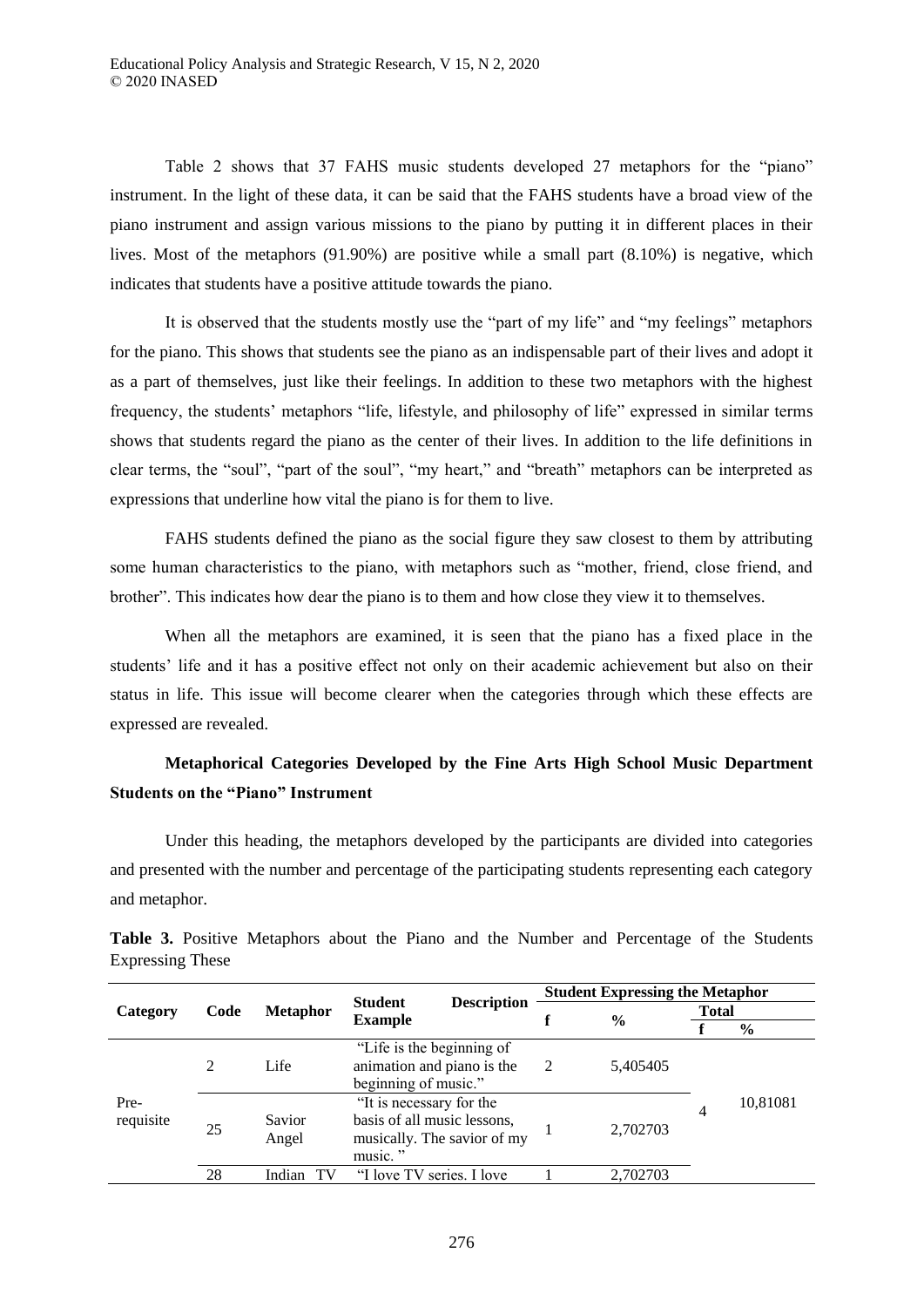Table 2 shows that 37 FAHS music students developed 27 metaphors for the "piano" instrument. In the light of these data, it can be said that the FAHS students have a broad view of the piano instrument and assign various missions to the piano by putting it in different places in their lives. Most of the metaphors (91.90%) are positive while a small part (8.10%) is negative, which indicates that students have a positive attitude towards the piano.

It is observed that the students mostly use the "part of my life" and "my feelings" metaphors for the piano. This shows that students see the piano as an indispensable part of their lives and adopt it as a part of themselves, just like their feelings. In addition to these two metaphors with the highest frequency, the students' metaphors "life, lifestyle, and philosophy of life" expressed in similar terms shows that students regard the piano as the center of their lives. In addition to the life definitions in clear terms, the "soul", "part of the soul", "my heart," and "breath" metaphors can be interpreted as expressions that underline how vital the piano is for them to live.

FAHS students defined the piano as the social figure they saw closest to them by attributing some human characteristics to the piano, with metaphors such as "mother, friend, close friend, and brother". This indicates how dear the piano is to them and how close they view it to themselves.

When all the metaphors are examined, it is seen that the piano has a fixed place in the students' life and it has a positive effect not only on their academic achievement but also on their status in life. This issue will become clearer when the categories through which these effects are expressed are revealed.

### Metaphorical Categories Developed by the Fine Arts High School Music Department Students on the "Piano" Instrument

Under this heading, the metaphors developed by the participants are divided into categories and presented with the number and percentage of the participating students representing each category and metaphor.

**Table 3.** Positive Metaphors about the Piano and the Number and Percentage of the Students Expressing These

| Category | Code | Metaphor | Student Example Description | Student Expressing the Metaphor | | | |
|---|---|---|---|---|---|---|---|
| | | | | f | % | Total | |
| | | | | | | f | % |
| Pre-requisite | 2 | Life | "Life is the beginning of animation and piano is the beginning of music." | 2 | 5,405405 | 4 | 10,81081 |
| | 25 | Savior Angel | "It is necessary for the basis of all music lessons, musically. The savior of my music." | 1 | 2,702703 | | |
| | 28 | Indian TV | "I love TV series. I love | 1 | 2,702703 | | |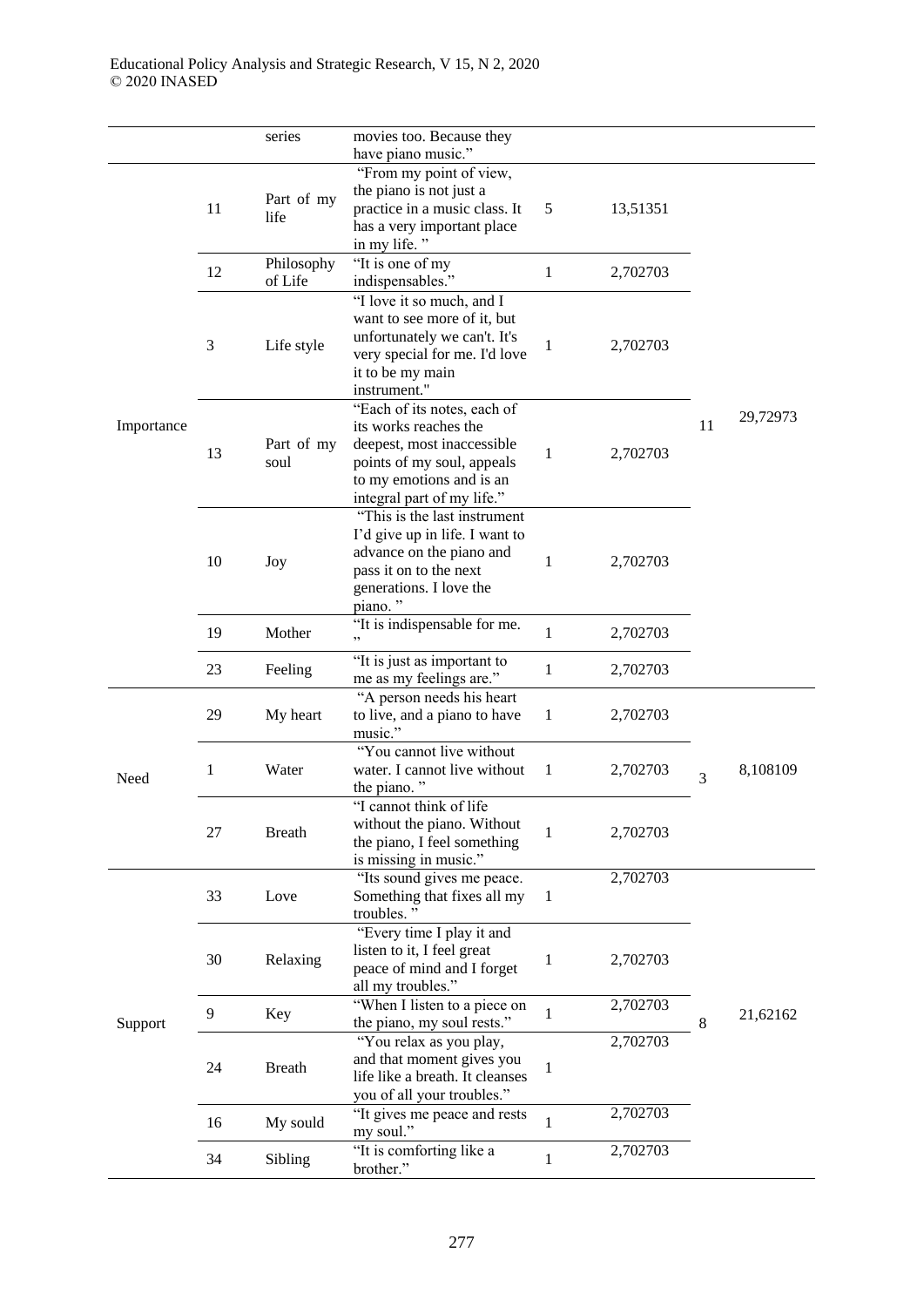|  |  | series | movies too. Because they have piano music." |  |  |  |  |
|---|---|---|---|---|---|---|---|
| Importance | 11 | Part of my life | "From my point of view, the piano is not just a practice in a music class. It has a very important place in my life. " | 5 | 13,51351 | 11 | 29,72973 |
|  | 12 | Philosophy of Life | "It is one of my indispensables." | 1 | 2,702703 |  |  |
|  | 3 | Life style | "I love it so much, and I want to see more of it, but unfortunately we can't. It's very special for me. I'd love it to be my main instrument." | 1 | 2,702703 |  |  |
|  | 13 | Part of my soul | "Each of its notes, each of its works reaches the deepest, most inaccessible points of my soul, appeals to my emotions and is an integral part of my life." | 1 | 2,702703 |  |  |
|  | 10 | Joy | "This is the last instrument I'd give up in life. I want to advance on the piano and pass it on to the next generations. I love the piano. " | 1 | 2,702703 |  |  |
|  | 19 | Mother | "It is indispensable for me. " | 1 | 2,702703 |  |  |
|  | 23 | Feeling | "It is just as important to me as my feelings are." | 1 | 2,702703 |  |  |
| Need | 29 | My heart | "A person needs his heart to live, and a piano to have music." | 1 | 2,702703 | 3 | 8,108109 |
|  | 1 | Water | "You cannot live without water. I cannot live without the piano. " | 1 | 2,702703 |  |  |
|  | 27 | Breath | "I cannot think of life without the piano. Without the piano, I feel something is missing in music." | 1 | 2,702703 |  |  |
| Support | 33 | Love | "Its sound gives me peace. Something that fixes all my troubles. " | 1 | 2,702703 | 8 | 21,62162 |
|  | 30 | Relaxing | "Every time I play it and listen to it, I feel great peace of mind and I forget all my troubles." | 1 | 2,702703 |  |  |
|  | 9 | Key | "When I listen to a piece on the piano, my soul rests." | 1 | 2,702703 |  |  |
|  | 24 | Breath | "You relax as you play, and that moment gives you life like a breath. It cleanses you of all your troubles." | 1 | 2,702703 |  |  |
|  | 16 | My sould | "It gives me peace and rests my soul." | 1 | 2,702703 |  |  |
|  | 34 | Sibling | "It is comforting like a brother." | 1 | 2,702703 |  |  |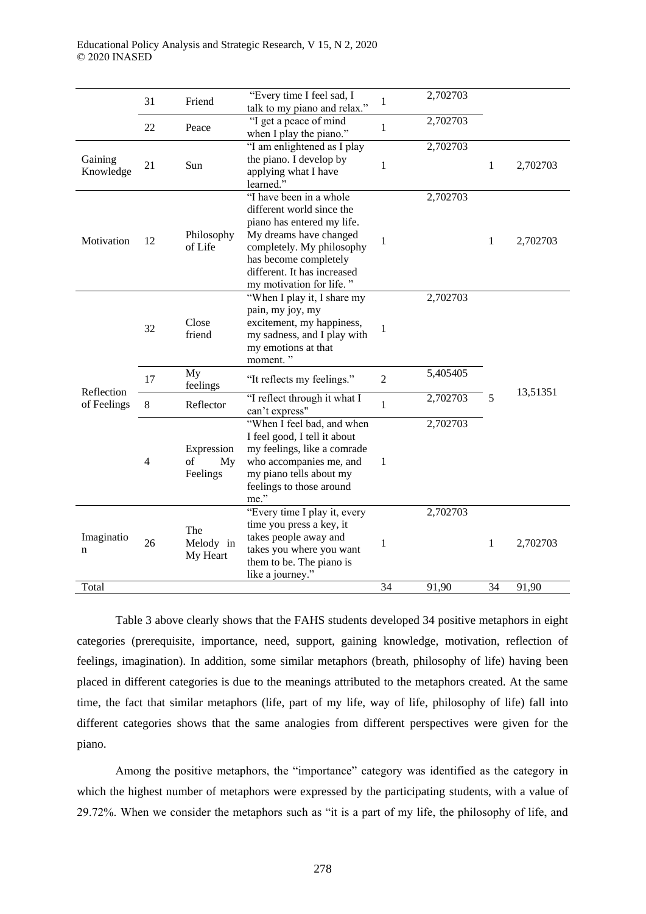| | 31 | Friend | "Every time I feel sad, I talk to my piano and relax." | 1 | 2,702703 | | |
|---|---|---|---|---|---|---|---|
| | 22 | Peace | "I get a peace of mind when I play the piano." | 1 | 2,702703 | | |
| Gaining Knowledge | 21 | Sun | "I am enlightened as I play the piano. I develop by applying what I have learned." | 1 | 2,702703 | 1 | 2,702703 |
| Motivation | 12 | Philosophy of Life | "I have been in a whole different world since the piano has entered my life. My dreams have changed completely. My philosophy has become completely different. It has increased my motivation for life. " | 1 | 2,702703 | 1 | 2,702703 |
| Reflection of Feelings | 32 | Close friend | "When I play it, I share my pain, my joy, my excitement, my happiness, my sadness, and I play with my emotions at that moment. " | 1 | 2,702703 | 5 | 13,51351 |
| | 17 | My feelings | "It reflects my feelings." | 2 | 5,405405 | | |
| | 8 | Reflector | "I reflect through it what I can't express" | 1 | 2,702703 | | |
| | 4 | Expression of My Feelings | "When I feel bad, and when I feel good, I tell it about my feelings, like a comrade who accompanies me, and my piano tells about my feelings to those around me." | 1 | 2,702703 | | |
| Imagination | 26 | The Melody in My Heart | "Every time I play it, every time you press a key, it takes people away and takes you where you want them to be. The piano is like a journey." | 1 | 2,702703 | 1 | 2,702703 |
| Total | | | | 34 | 91,90 | 34 | 91,90 |

Table 3 above clearly shows that the FAHS students developed 34 positive metaphors in eight categories (prerequisite, importance, need, support, gaining knowledge, motivation, reflection of feelings, imagination). In addition, some similar metaphors (breath, philosophy of life) having been placed in different categories is due to the meanings attributed to the metaphors created. At the same time, the fact that similar metaphors (life, part of my life, way of life, philosophy of life) fall into different categories shows that the same analogies from different perspectives were given for the piano.

Among the positive metaphors, the "importance" category was identified as the category in which the highest number of metaphors were expressed by the participating students, with a value of 29.72%. When we consider the metaphors such as "it is a part of my life, the philosophy of life, and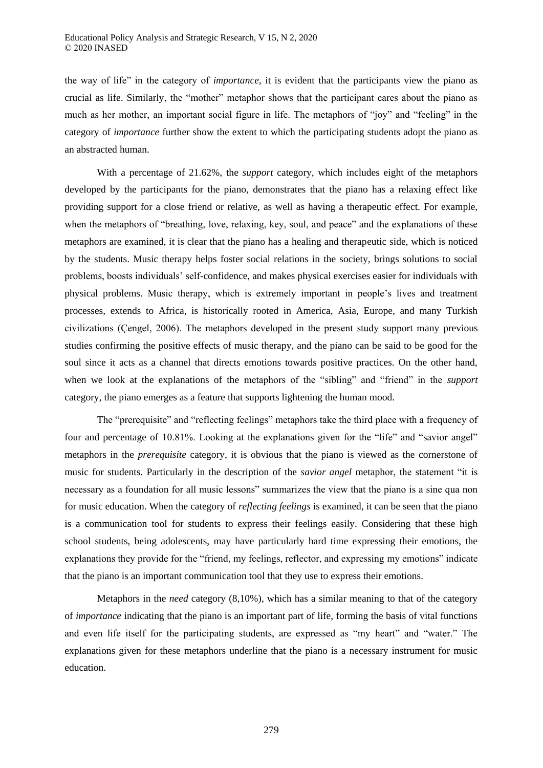the way of life" in the category of *importance*, it is evident that the participants view the piano as crucial as life. Similarly, the "mother" metaphor shows that the participant cares about the piano as much as her mother, an important social figure in life. The metaphors of "joy" and "feeling" in the category of *importance* further show the extent to which the participating students adopt the piano as an abstracted human.

With a percentage of 21.62%, the *support* category, which includes eight of the metaphors developed by the participants for the piano, demonstrates that the piano has a relaxing effect like providing support for a close friend or relative, as well as having a therapeutic effect. For example, when the metaphors of "breathing, love, relaxing, key, soul, and peace" and the explanations of these metaphors are examined, it is clear that the piano has a healing and therapeutic side, which is noticed by the students. Music therapy helps foster social relations in the society, brings solutions to social problems, boosts individuals' self-confidence, and makes physical exercises easier for individuals with physical problems. Music therapy, which is extremely important in people's lives and treatment processes, extends to Africa, is historically rooted in America, Asia, Europe, and many Turkish civilizations (Çengel, 2006). The metaphors developed in the present study support many previous studies confirming the positive effects of music therapy, and the piano can be said to be good for the soul since it acts as a channel that directs emotions towards positive practices. On the other hand, when we look at the explanations of the metaphors of the "sibling" and "friend" in the *support* category, the piano emerges as a feature that supports lightening the human mood.

The "prerequisite" and "reflecting feelings" metaphors take the third place with a frequency of four and percentage of 10.81%. Looking at the explanations given for the "life" and "savior angel" metaphors in the *prerequisite* category, it is obvious that the piano is viewed as the cornerstone of music for students. Particularly in the description of the *savior angel* metaphor, the statement "it is necessary as a foundation for all music lessons" summarizes the view that the piano is a sine qua non for music education. When the category of *reflecting feelings* is examined, it can be seen that the piano is a communication tool for students to express their feelings easily. Considering that these high school students, being adolescents, may have particularly hard time expressing their emotions, the explanations they provide for the "friend, my feelings, reflector, and expressing my emotions" indicate that the piano is an important communication tool that they use to express their emotions.

Metaphors in the *need* category (8,10%), which has a similar meaning to that of the category of *importance* indicating that the piano is an important part of life, forming the basis of vital functions and even life itself for the participating students, are expressed as "my heart" and "water." The explanations given for these metaphors underline that the piano is a necessary instrument for music education.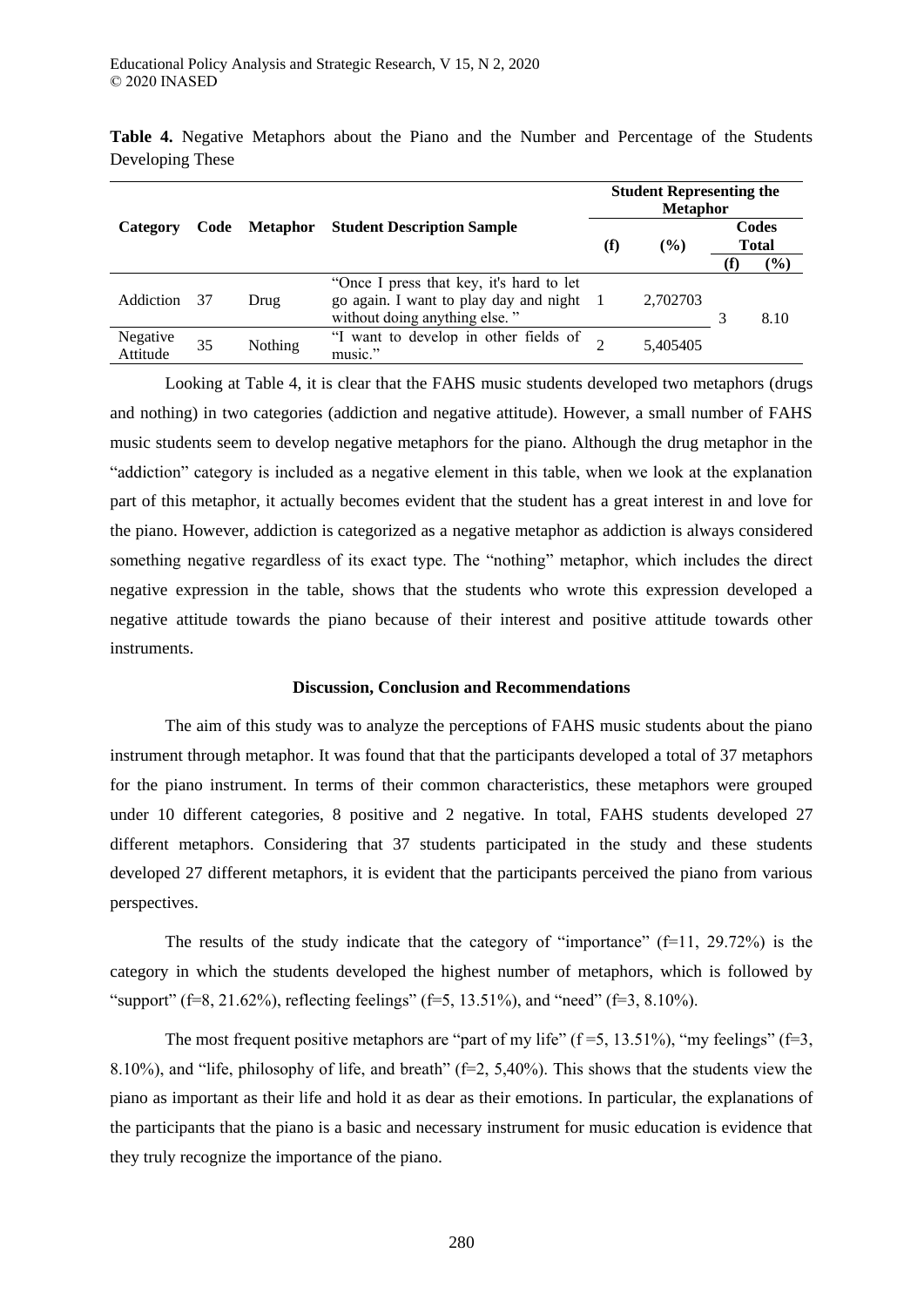**Table 4.** Negative Metaphors about the Piano and the Number and Percentage of the Students Developing These

| Category | Code | Metaphor | Student Description Sample | Student Representing the Metaphor | | | |
|---|---|---|---|---|---|---|---|
| | | | | (f) | (%) | Codes Total | |
| | | | | | | (f) | (%) |
| Addiction | 37 | Drug | "Once I press that key, it's hard to let go again. I want to play day and night without doing anything else. " | 1 | 2,702703 | 3 | 8.10 |
| Negative Attitude | 35 | Nothing | "I want to develop in other fields of music." | 2 | 5,405405 | | |

Looking at Table 4, it is clear that the FAHS music students developed two metaphors (drugs and nothing) in two categories (addiction and negative attitude). However, a small number of FAHS music students seem to develop negative metaphors for the piano. Although the drug metaphor in the "addiction" category is included as a negative element in this table, when we look at the explanation part of this metaphor, it actually becomes evident that the student has a great interest in and love for the piano. However, addiction is categorized as a negative metaphor as addiction is always considered something negative regardless of its exact type. The "nothing" metaphor, which includes the direct negative expression in the table, shows that the students who wrote this expression developed a negative attitude towards the piano because of their interest and positive attitude towards other instruments.

## Discussion, Conclusion and Recommendations

The aim of this study was to analyze the perceptions of FAHS music students about the piano instrument through metaphor. It was found that that the participants developed a total of 37 metaphors for the piano instrument. In terms of their common characteristics, these metaphors were grouped under 10 different categories, 8 positive and 2 negative. In total, FAHS students developed 27 different metaphors. Considering that 37 students participated in the study and these students developed 27 different metaphors, it is evident that the participants perceived the piano from various perspectives.

The results of the study indicate that the category of "importance" (f=11, 29.72%) is the category in which the students developed the highest number of metaphors, which is followed by "support" (f=8, 21.62%), reflecting feelings" (f=5, 13.51%), and "need" (f=3, 8.10%).

The most frequent positive metaphors are "part of my life" (f =5, 13.51%), "my feelings" (f=3, 8.10%), and "life, philosophy of life, and breath" (f=2, 5,40%). This shows that the students view the piano as important as their life and hold it as dear as their emotions. In particular, the explanations of the participants that the piano is a basic and necessary instrument for music education is evidence that they truly recognize the importance of the piano.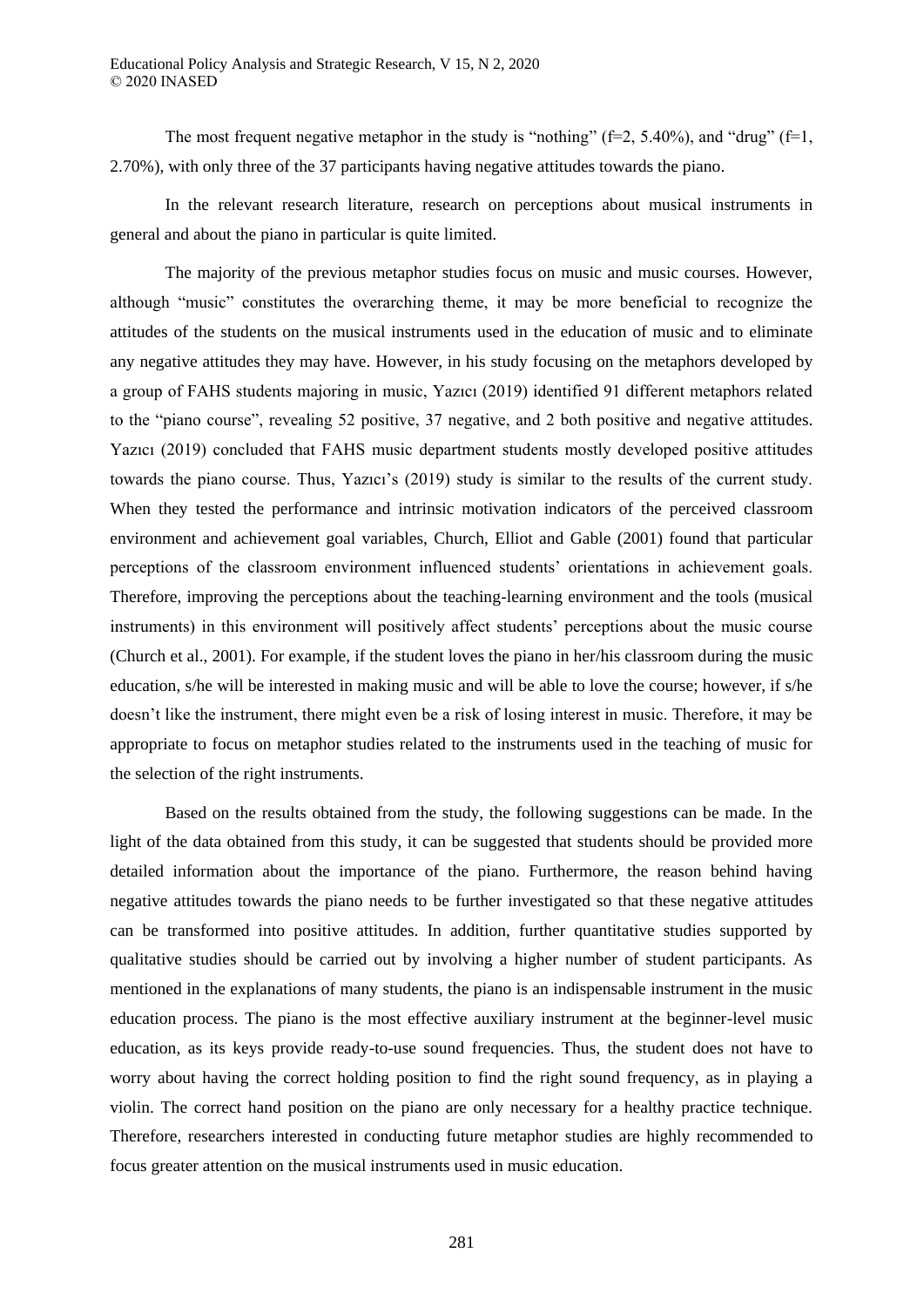The most frequent negative metaphor in the study is "nothing" (f=2, 5.40%), and "drug" (f=1, 2.70%), with only three of the 37 participants having negative attitudes towards the piano.

In the relevant research literature, research on perceptions about musical instruments in general and about the piano in particular is quite limited.

The majority of the previous metaphor studies focus on music and music courses. However, although "music" constitutes the overarching theme, it may be more beneficial to recognize the attitudes of the students on the musical instruments used in the education of music and to eliminate any negative attitudes they may have. However, in his study focusing on the metaphors developed by a group of FAHS students majoring in music, Yazıcı (2019) identified 91 different metaphors related to the "piano course", revealing 52 positive, 37 negative, and 2 both positive and negative attitudes. Yazıcı (2019) concluded that FAHS music department students mostly developed positive attitudes towards the piano course. Thus, Yazıcı's (2019) study is similar to the results of the current study. When they tested the performance and intrinsic motivation indicators of the perceived classroom environment and achievement goal variables, Church, Elliot and Gable (2001) found that particular perceptions of the classroom environment influenced students' orientations in achievement goals. Therefore, improving the perceptions about the teaching-learning environment and the tools (musical instruments) in this environment will positively affect students' perceptions about the music course (Church et al., 2001). For example, if the student loves the piano in her/his classroom during the music education, s/he will be interested in making music and will be able to love the course; however, if s/he doesn't like the instrument, there might even be a risk of losing interest in music. Therefore, it may be appropriate to focus on metaphor studies related to the instruments used in the teaching of music for the selection of the right instruments.

Based on the results obtained from the study, the following suggestions can be made. In the light of the data obtained from this study, it can be suggested that students should be provided more detailed information about the importance of the piano. Furthermore, the reason behind having negative attitudes towards the piano needs to be further investigated so that these negative attitudes can be transformed into positive attitudes. In addition, further quantitative studies supported by qualitative studies should be carried out by involving a higher number of student participants. As mentioned in the explanations of many students, the piano is an indispensable instrument in the music education process. The piano is the most effective auxiliary instrument at the beginner-level music education, as its keys provide ready-to-use sound frequencies. Thus, the student does not have to worry about having the correct holding position to find the right sound frequency, as in playing a violin. The correct hand position on the piano are only necessary for a healthy practice technique. Therefore, researchers interested in conducting future metaphor studies are highly recommended to focus greater attention on the musical instruments used in music education.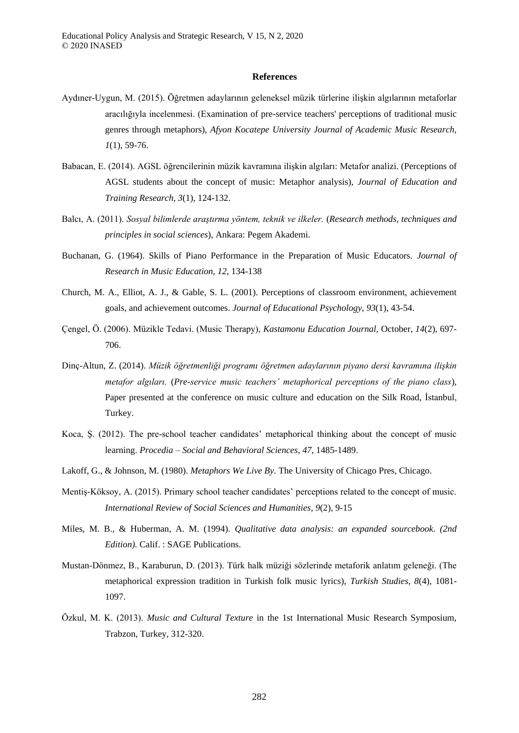# References

Aydıner-Uygun, M. (2015). Öğretmen adaylarının geleneksel müzik türlerine ilişkin algılarının metaforlar aracılığıyla incelenmesi. (Examination of pre-service teachers' perceptions of traditional music genres through metaphors), *Afyon Kocatepe University Journal of Academic Music Research, 1*(1), 59-76.

Babacan, E. (2014). AGSL öğrencilerinin müzik kavramına ilişkin algıları: Metafor analizi. (Perceptions of AGSL students about the concept of music: Metaphor analysis), *Journal of Education and Training Research, 3*(1), 124-132.

Balcı, A. (2011). *Sosyal bilimlerde araştırma yöntem, teknik ve ilkeler.* (*Research methods, techniques and principles in social sciences*), Ankara: Pegem Akademi.

Buchanan, G. (1964). Skills of Piano Performance in the Preparation of Music Educators. *Journal of Research in Music Education, 12*, 134-138

Church, M. A., Elliot, A. J., & Gable, S. L. (2001). Perceptions of classroom environment, achievement goals, and achievement outcomes. *Journal of Educational Psychology, 93*(1), 43-54.

Çengel, Ö. (2006). Müzikle Tedavi. (Music Therapy), *Kastamonu Education Journal*, October, *14*(2), 697-706.

Dinç-Altun, Z. (2014). *Müzik öğretmenliği programı öğretmen adaylarının piyano dersi kavramına ilişkin metafor algıları.* (*Pre-service music teachers' metaphorical perceptions of the piano class*), Paper presented at the conference on music culture and education on the Silk Road, İstanbul, Turkey.

Koca, Ş. (2012). The pre-school teacher candidates' metaphorical thinking about the concept of music learning. *Procedia – Social and Behavioral Sciences, 47*, 1485-1489.

Lakoff, G., & Johnson, M. (1980). *Metaphors We Live By.* The University of Chicago Pres, Chicago.

Mentiş-Köksoy, A. (2015). Primary school teacher candidates' perceptions related to the concept of music. *International Review of Social Sciences and Humanities, 9*(2), 9-15

Miles, M. B., & Huberman, A. M. (1994). *Qualitative data analysis: an expanded sourcebook. (2nd Edition).* Calif. : SAGE Publications.

Mustan-Dönmez, B., Karaburun, D. (2013). Türk halk müziği sözlerinde metaforik anlatım geleneği. (The metaphorical expression tradition in Turkish folk music lyrics), *Turkish Studies, 8*(4), 1081-1097.

Özkul, M. K. (2013). *Music and Cultural Texture* in the 1st International Music Research Symposium, Trabzon, Turkey, 312-320.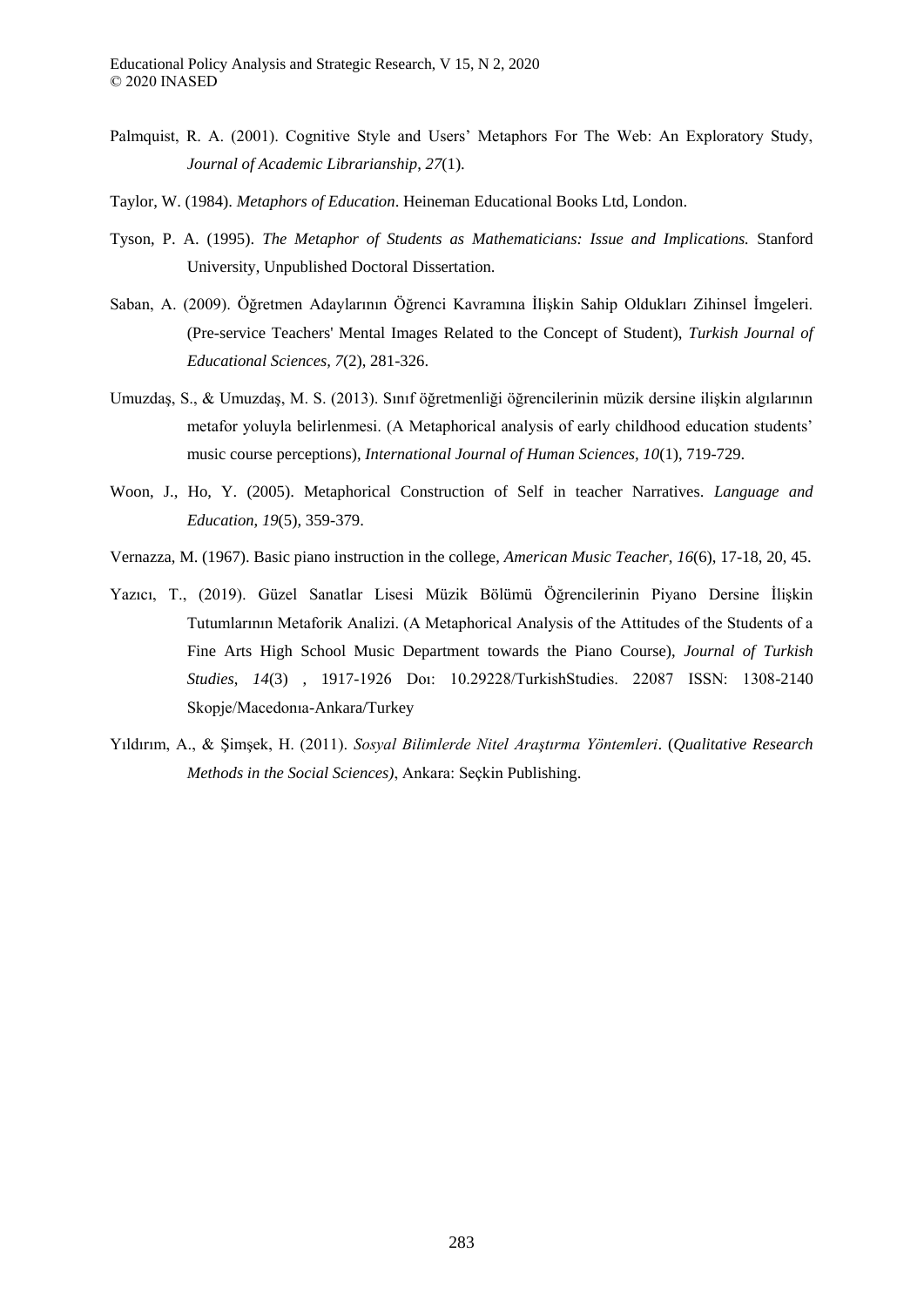Palmquist, R. A. (2001). Cognitive Style and Users' Metaphors For The Web: An Exploratory Study, *Journal of Academic Librarianship*, *27*(1).

Taylor, W. (1984). *Metaphors of Education*. Heineman Educational Books Ltd, London.

Tyson, P. A. (1995). *The Metaphor of Students as Mathematicians: Issue and Implications.* Stanford University, Unpublished Doctoral Dissertation.

Saban, A. (2009). Öğretmen Adaylarının Öğrenci Kavramına İlişkin Sahip Oldukları Zihinsel İmgeleri. (Pre-service Teachers' Mental Images Related to the Concept of Student), *Turkish Journal of Educational Sciences*, *7*(2), 281-326.

Umuzdaş, S., & Umuzdaş, M. S. (2013). Sınıf öğretmenliği öğrencilerinin müzik dersine ilişkin algılarının metafor yoluyla belirlenmesi. (A Metaphorical analysis of early childhood education students' music course perceptions), *International Journal of Human Sciences, 10*(1), 719-729.

Woon, J., Ho, Y. (2005). Metaphorical Construction of Self in teacher Narratives. *Language and Education*, *19*(5), 359-379.

Vernazza, M. (1967). Basic piano instruction in the college, *American Music Teacher, 16*(6), 17-18, 20, 45.

Yazıcı, T., (2019). Güzel Sanatlar Lisesi Müzik Bölümü Öğrencilerinin Piyano Dersine İlişkin Tutumlarının Metaforik Analizi. (A Metaphorical Analysis of the Attitudes of the Students of a Fine Arts High School Music Department towards the Piano Course), *Journal of Turkish Studies*, *14*(3) , 1917-1926 Doı: 10.29228/TurkishStudies. 22087 ISSN: 1308-2140 Skopje/Macedonıa-Ankara/Turkey

Yıldırım, A., & Şimşek, H. (2011). *Sosyal Bilimlerde Nitel Araştırma Yöntemleri*. (*Qualitative Research Methods in the Social Sciences)*, Ankara: Seçkin Publishing.